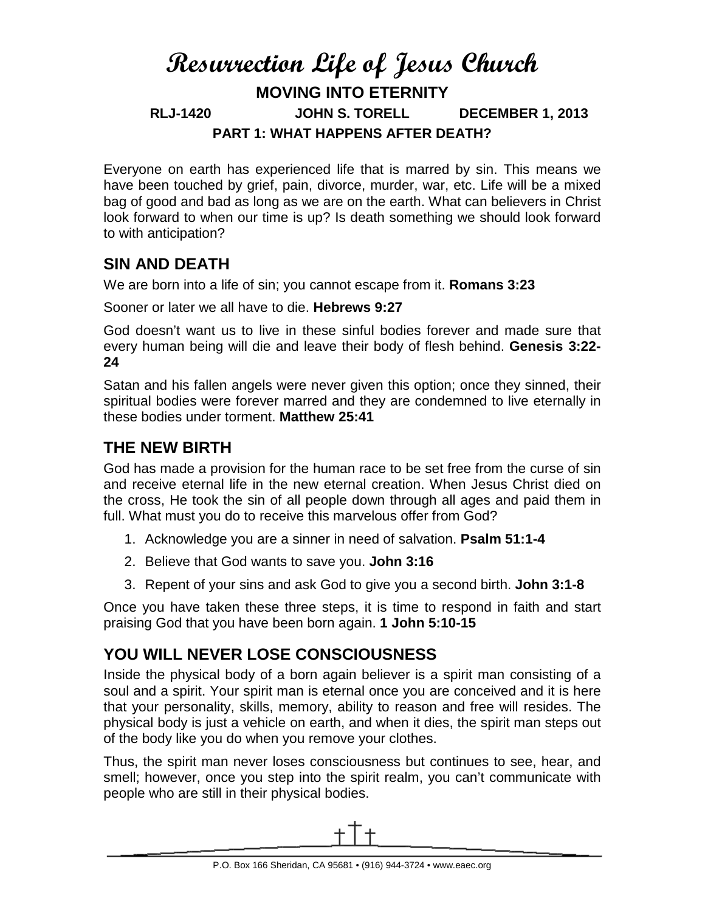# Resurrection Life of Jesus Church

## MOVING INTO ETERNITY

**RLJ-1420 JOHN S. TORELL DECEMBER 1, 2013**

**PART 1: WHAT HAPPENS AFTER DEATH?**

Everyone on earth has experienced life that is marred by sin. This means we have been touched by grief, pain, divorce, murder, war, etc. Life will be a mixed bag of good and bad as long as we are on the earth. What can believers in Christ look forward to when our time is up? Is death something we should look forward to with anticipation?

## SIN AND DEATH

We are born into a life of sin; you cannot escape from it. **Romans 3:23**

Sooner or later we all have to die. **Hebrews 9:27**

God doesn't want us to live in these sinful bodies forever and made sure that every human being will die and leave their body of flesh behind. **Genesis 3:22-24**

Satan and his fallen angels were never given this option; once they sinned, their spiritual bodies were forever marred and they are condemned to live eternally in these bodies under torment. **Matthew 25:41**

## THE NEW BIRTH

God has made a provision for the human race to be set free from the curse of sin and receive eternal life in the new eternal creation. When Jesus Christ died on the cross, He took the sin of all people down through all ages and paid them in full. What must you do to receive this marvelous offer from God?

1. Acknowledge you are a sinner in need of salvation. **Psalm 51:1-4**
2. Believe that God wants to save you. **John 3:16**
3. Repent of your sins and ask God to give you a second birth. **John 3:1-8**

Once you have taken these three steps, it is time to respond in faith and start praising God that you have been born again. **1 John 5:10-15**

## YOU WILL NEVER LOSE CONSCIOUSNESS

Inside the physical body of a born again believer is a spirit man consisting of a soul and a spirit. Your spirit man is eternal once you are conceived and it is here that your personality, skills, memory, ability to reason and free will resides. The physical body is just a vehicle on earth, and when it dies, the spirit man steps out of the body like you do when you remove your clothes.

Thus, the spirit man never loses consciousness but continues to see, hear, and smell; however, once you step into the spirit realm, you can't communicate with people who are still in their physical bodies.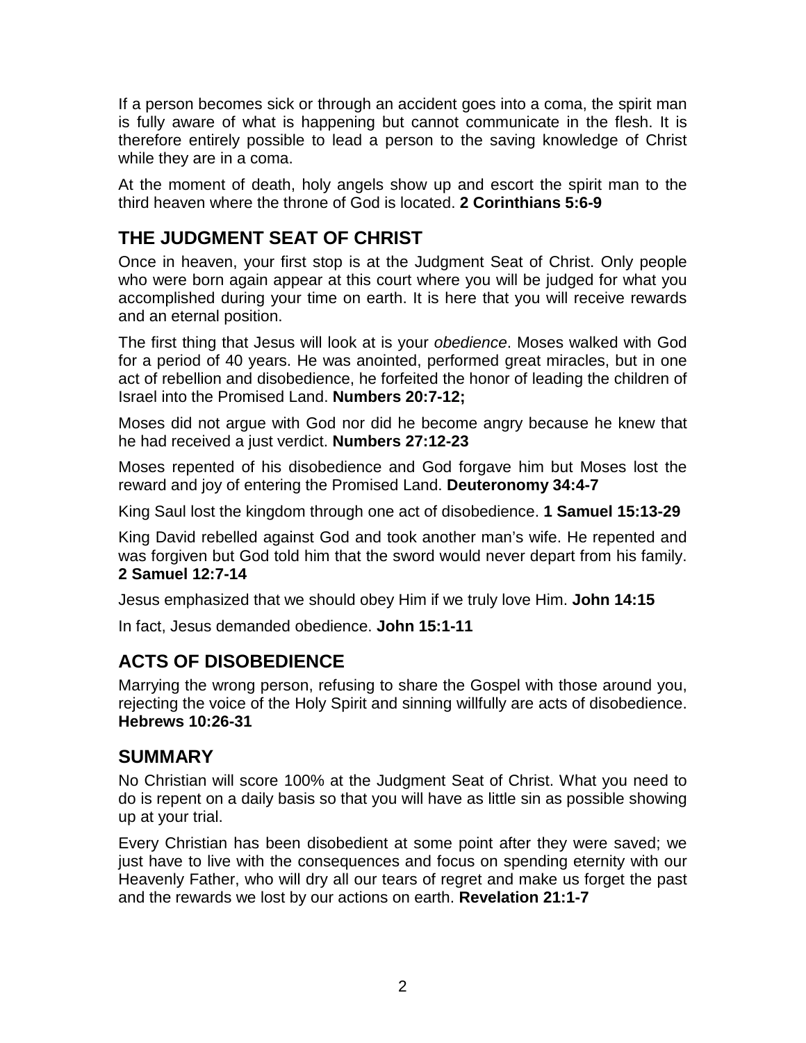If a person becomes sick or through an accident goes into a coma, the spirit man is fully aware of what is happening but cannot communicate in the flesh. It is therefore entirely possible to lead a person to the saving knowledge of Christ while they are in a coma.

At the moment of death, holy angels show up and escort the spirit man to the third heaven where the throne of God is located. **2 Corinthians 5:6-9**

## THE JUDGMENT SEAT OF CHRIST

Once in heaven, your first stop is at the Judgment Seat of Christ. Only people who were born again appear at this court where you will be judged for what you accomplished during your time on earth. It is here that you will receive rewards and an eternal position.

The first thing that Jesus will look at is your *obedience*. Moses walked with God for a period of 40 years. He was anointed, performed great miracles, but in one act of rebellion and disobedience, he forfeited the honor of leading the children of Israel into the Promised Land. **Numbers 20:7-12;**

Moses did not argue with God nor did he become angry because he knew that he had received a just verdict. **Numbers 27:12-23**

Moses repented of his disobedience and God forgave him but Moses lost the reward and joy of entering the Promised Land. **Deuteronomy 34:4-7**

King Saul lost the kingdom through one act of disobedience. **1 Samuel 15:13-29**

King David rebelled against God and took another man's wife. He repented and was forgiven but God told him that the sword would never depart from his family. **2 Samuel 12:7-14**

Jesus emphasized that we should obey Him if we truly love Him. **John 14:15**

In fact, Jesus demanded obedience. **John 15:1-11**

## ACTS OF DISOBEDIENCE

Marrying the wrong person, refusing to share the Gospel with those around you, rejecting the voice of the Holy Spirit and sinning willfully are acts of disobedience. **Hebrews 10:26-31**

## SUMMARY

No Christian will score 100% at the Judgment Seat of Christ. What you need to do is repent on a daily basis so that you will have as little sin as possible showing up at your trial.

Every Christian has been disobedient at some point after they were saved; we just have to live with the consequences and focus on spending eternity with our Heavenly Father, who will dry all our tears of regret and make us forget the past and the rewards we lost by our actions on earth. **Revelation 21:1-7**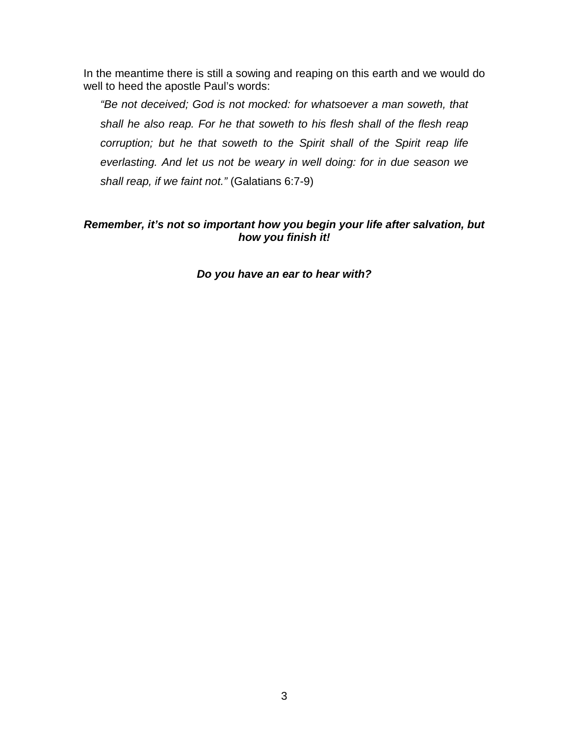In the meantime there is still a sowing and reaping on this earth and we would do well to heed the apostle Paul's words:

> *"Be not deceived; God is not mocked: for whatsoever a man soweth, that shall he also reap. For he that soweth to his flesh shall of the flesh reap corruption; but he that soweth to the Spirit shall of the Spirit reap life everlasting. And let us not be weary in well doing: for in due season we shall reap, if we faint not."* (Galatians 6:7-9)

***Remember, it's not so important how you begin your life after salvation, but how you finish it!***

***Do you have an ear to hear with?***